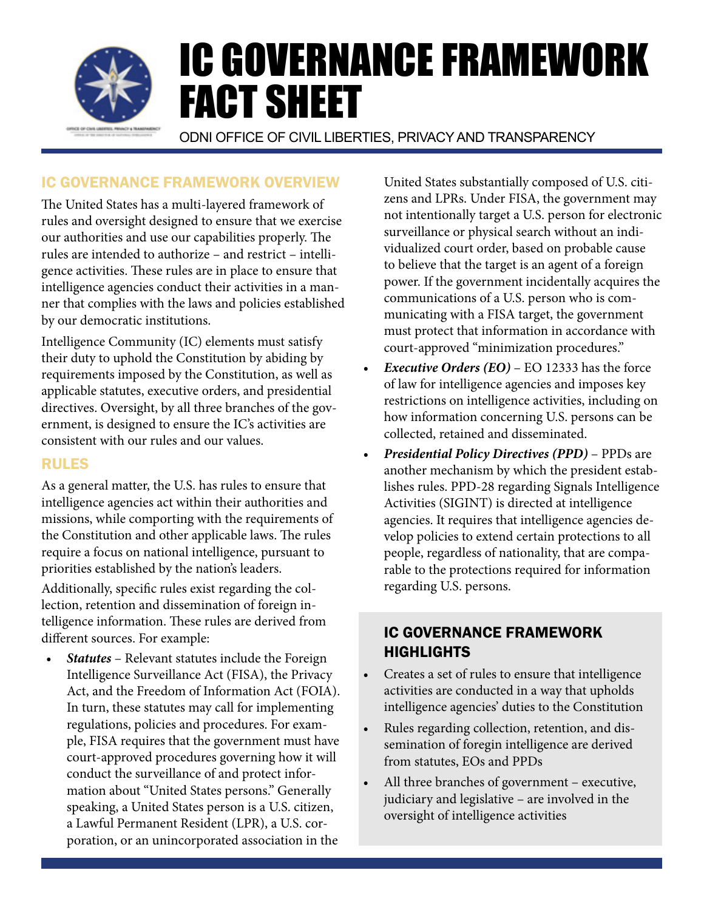# IC GOVERNANCE FRAMEWORK FACT SHEET

ODNI OFFICE OF CIVIL LIBERTIES, PRIVACY AND TRANSPARENCY

## IC GOVERNANCE FRAMEWORK OVERVIEW

The United States has a multi-layered framework of rules and oversight designed to ensure that we exercise our authorities and use our capabilities properly. The rules are intended to authorize – and restrict – intelligence activities. These rules are in place to ensure that intelligence agencies conduct their activities in a manner that complies with the laws and policies established by our democratic institutions.

Intelligence Community (IC) elements must satisfy their duty to uphold the Constitution by abiding by requirements imposed by the Constitution, as well as applicable statutes, executive orders, and presidential directives. Oversight, by all three branches of the government, is designed to ensure the IC's activities are consistent with our rules and our values.

## RULES

As a general matter, the U.S. has rules to ensure that intelligence agencies act within their authorities and missions, while comporting with the requirements of the Constitution and other applicable laws. The rules require a focus on national intelligence, pursuant to priorities established by the nation's leaders.

Additionally, specific rules exist regarding the collection, retention and dissemination of foreign intelligence information. These rules are derived from different sources. For example:

- ***Statutes*** – Relevant statutes include the Foreign Intelligence Surveillance Act (FISA), the Privacy Act, and the Freedom of Information Act (FOIA). In turn, these statutes may call for implementing regulations, policies and procedures. For example, FISA requires that the government must have court-approved procedures governing how it will conduct the surveillance of and protect information about "United States persons." Generally speaking, a United States person is a U.S. citizen, a Lawful Permanent Resident (LPR), a U.S. corporation, or an unincorporated association in the United States substantially composed of U.S. citizens and LPRs. Under FISA, the government may not intentionally target a U.S. person for electronic surveillance or physical search without an individualized court order, based on probable cause to believe that the target is an agent of a foreign power. If the government incidentally acquires the communications of a U.S. person who is communicating with a FISA target, the government must protect that information in accordance with court-approved "minimization procedures."
- ***Executive Orders (EO)*** – EO 12333 has the force of law for intelligence agencies and imposes key restrictions on intelligence activities, including on how information concerning U.S. persons can be collected, retained and disseminated.
- ***Presidential Policy Directives (PPD)*** – PPDs are another mechanism by which the president establishes rules. PPD-28 regarding Signals Intelligence Activities (SIGINT) is directed at intelligence agencies. It requires that intelligence agencies develop policies to extend certain protections to all people, regardless of nationality, that are comparable to the protections required for information regarding U.S. persons.

### IC GOVERNANCE FRAMEWORK HIGHLIGHTS

- Creates a set of rules to ensure that intelligence activities are conducted in a way that upholds intelligence agencies' duties to the Constitution
- Rules regarding collection, retention, and dissemination of foregin intelligence are derived from statutes, EOs and PPDs
- All three branches of government – executive, judiciary and legislative – are involved in the oversight of intelligence activities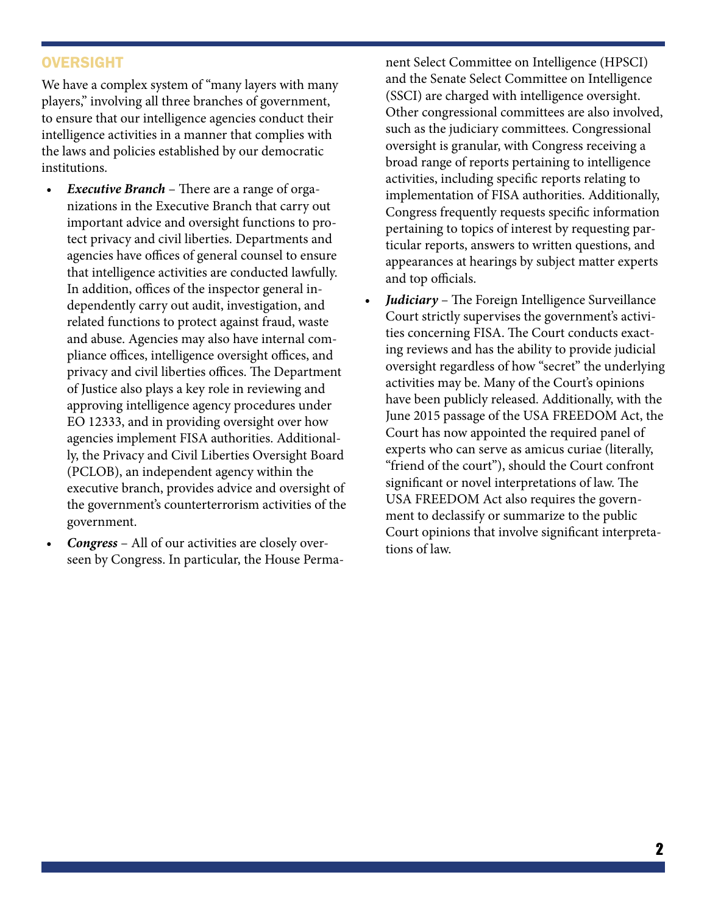## OVERSIGHT

We have a complex system of "many layers with many players," involving all three branches of government, to ensure that our intelligence agencies conduct their intelligence activities in a manner that complies with the laws and policies established by our democratic institutions.

- ***Executive Branch*** – There are a range of organizations in the Executive Branch that carry out important advice and oversight functions to protect privacy and civil liberties. Departments and agencies have offices of general counsel to ensure that intelligence activities are conducted lawfully. In addition, offices of the inspector general independently carry out audit, investigation, and related functions to protect against fraud, waste and abuse. Agencies may also have internal compliance offices, intelligence oversight offices, and privacy and civil liberties offices. The Department of Justice also plays a key role in reviewing and approving intelligence agency procedures under EO 12333, and in providing oversight over how agencies implement FISA authorities. Additionally, the Privacy and Civil Liberties Oversight Board (PCLOB), an independent agency within the executive branch, provides advice and oversight of the government's counterterrorism activities of the government.
- ***Congress*** – All of our activities are closely overseen by Congress. In particular, the House Permanent Select Committee on Intelligence (HPSCI) and the Senate Select Committee on Intelligence (SSCI) are charged with intelligence oversight. Other congressional committees are also involved, such as the judiciary committees. Congressional oversight is granular, with Congress receiving a broad range of reports pertaining to intelligence activities, including specific reports relating to implementation of FISA authorities. Additionally, Congress frequently requests specific information pertaining to topics of interest by requesting particular reports, answers to written questions, and appearances at hearings by subject matter experts and top officials.
- ***Judiciary*** – The Foreign Intelligence Surveillance Court strictly supervises the government's activities concerning FISA. The Court conducts exacting reviews and has the ability to provide judicial oversight regardless of how "secret" the underlying activities may be. Many of the Court's opinions have been publicly released. Additionally, with the June 2015 passage of the USA FREEDOM Act, the Court has now appointed the required panel of experts who can serve as amicus curiae (literally, "friend of the court"), should the Court confront significant or novel interpretations of law. The USA FREEDOM Act also requires the government to declassify or summarize to the public Court opinions that involve significant interpretations of law.